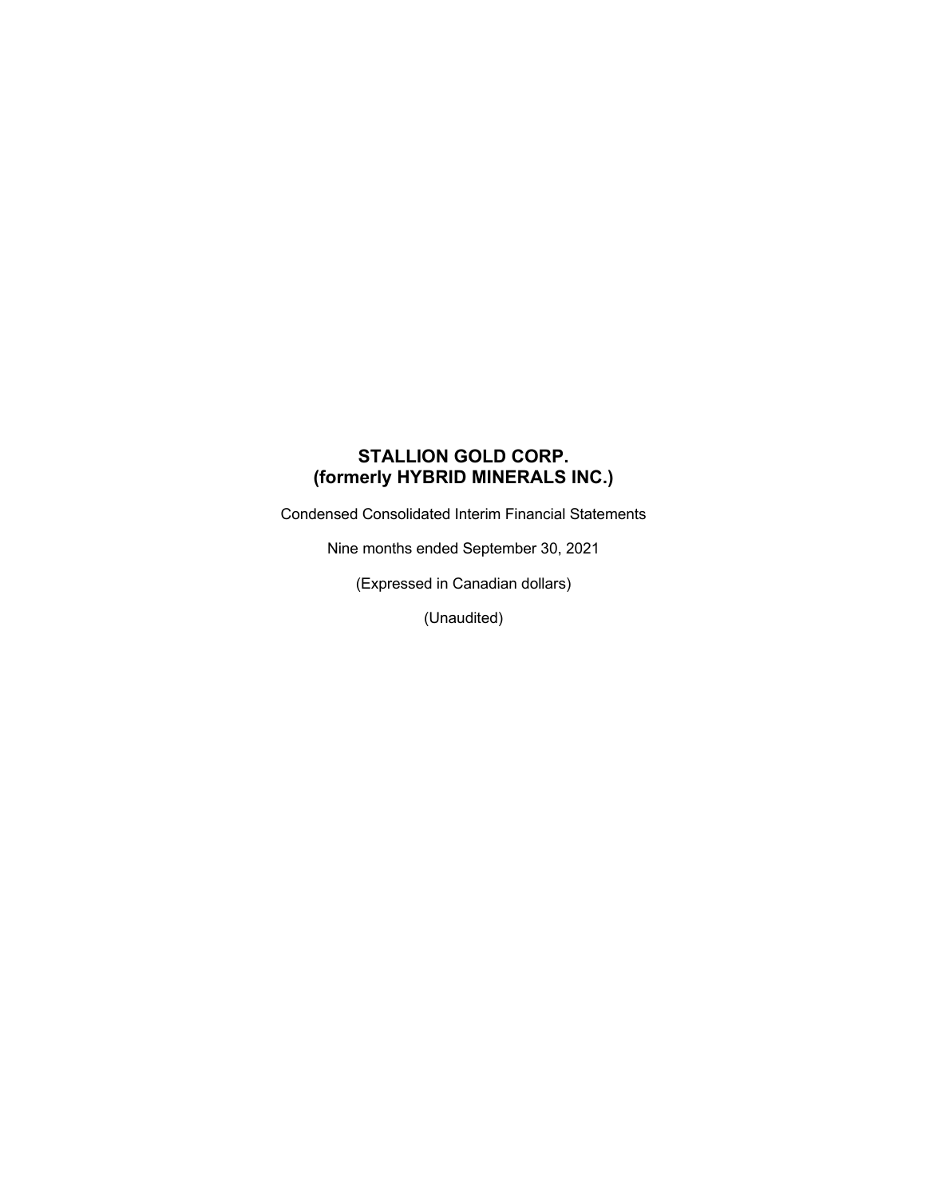# STALLION GOLD CORP.
# (formerly HYBRID MINERALS INC.)

Condensed Consolidated Interim Financial Statements

Nine months ended September 30, 2021

(Expressed in Canadian dollars)

(Unaudited)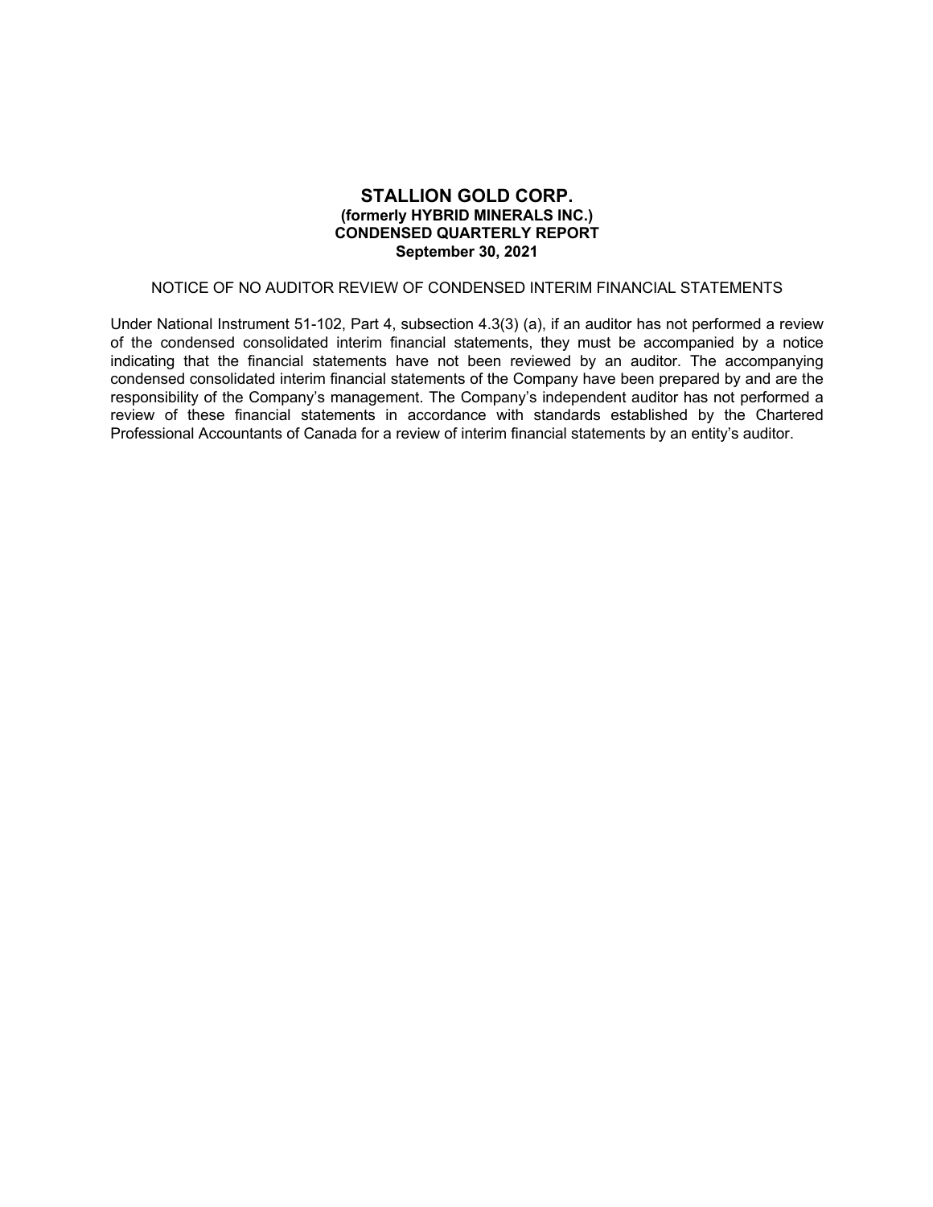# STALLION GOLD CORP.

**(formerly HYBRID MINERALS INC.)**
**CONDENSED QUARTERLY REPORT**
**September 30, 2021**

NOTICE OF NO AUDITOR REVIEW OF CONDENSED INTERIM FINANCIAL STATEMENTS

Under National Instrument 51-102, Part 4, subsection 4.3(3) (a), if an auditor has not performed a review of the condensed consolidated interim financial statements, they must be accompanied by a notice indicating that the financial statements have not been reviewed by an auditor. The accompanying condensed consolidated interim financial statements of the Company have been prepared by and are the responsibility of the Company's management. The Company's independent auditor has not performed a review of these financial statements in accordance with standards established by the Chartered Professional Accountants of Canada for a review of interim financial statements by an entity's auditor.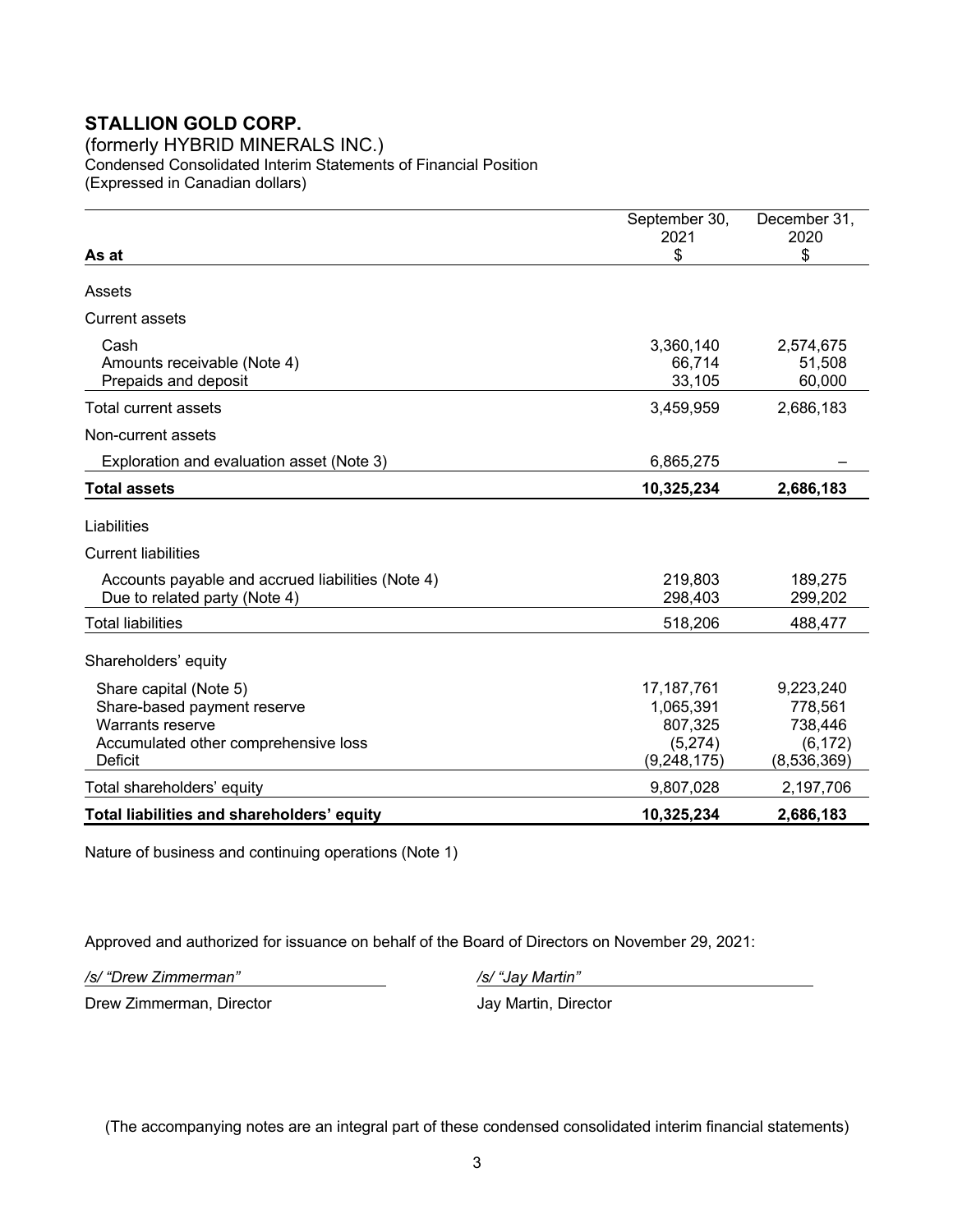# STALLION GOLD CORP.

(formerly HYBRID MINERALS INC.)
Condensed Consolidated Interim Statements of Financial Position
(Expressed in Canadian dollars)

| As at | September 30, 2021 $ | December 31, 2020 $ |
|---|---|---|
| Assets | | |
| Current assets | | |
| Cash | 3,360,140 | 2,574,675 |
| Amounts receivable (Note 4) | 66,714 | 51,508 |
| Prepaids and deposit | 33,105 | 60,000 |
| Total current assets | 3,459,959 | 2,686,183 |
| Non-current assets | | |
| Exploration and evaluation asset (Note 3) | 6,865,275 | – |
| **Total assets** | **10,325,234** | **2,686,183** |
| Liabilities | | |
| Current liabilities | | |
| Accounts payable and accrued liabilities (Note 4) | 219,803 | 189,275 |
| Due to related party (Note 4) | 298,403 | 299,202 |
| Total liabilities | 518,206 | 488,477 |
| Shareholders' equity | | |
| Share capital (Note 5) | 17,187,761 | 9,223,240 |
| Share-based payment reserve | 1,065,391 | 778,561 |
| Warrants reserve | 807,325 | 738,446 |
| Accumulated other comprehensive loss | (5,274) | (6,172) |
| Deficit | (9,248,175) | (8,536,369) |
| Total shareholders' equity | 9,807,028 | 2,197,706 |
| **Total liabilities and shareholders' equity** | **10,325,234** | **2,686,183** |

Nature of business and continuing operations (Note 1)

Approved and authorized for issuance on behalf of the Board of Directors on November 29, 2021:

| *_/s/ "Drew Zimmerman"_* | *_/s/ "Jay Martin"_* |
|---|---|
| Drew Zimmerman, Director | Jay Martin, Director |

(The accompanying notes are an integral part of these condensed consolidated interim financial statements)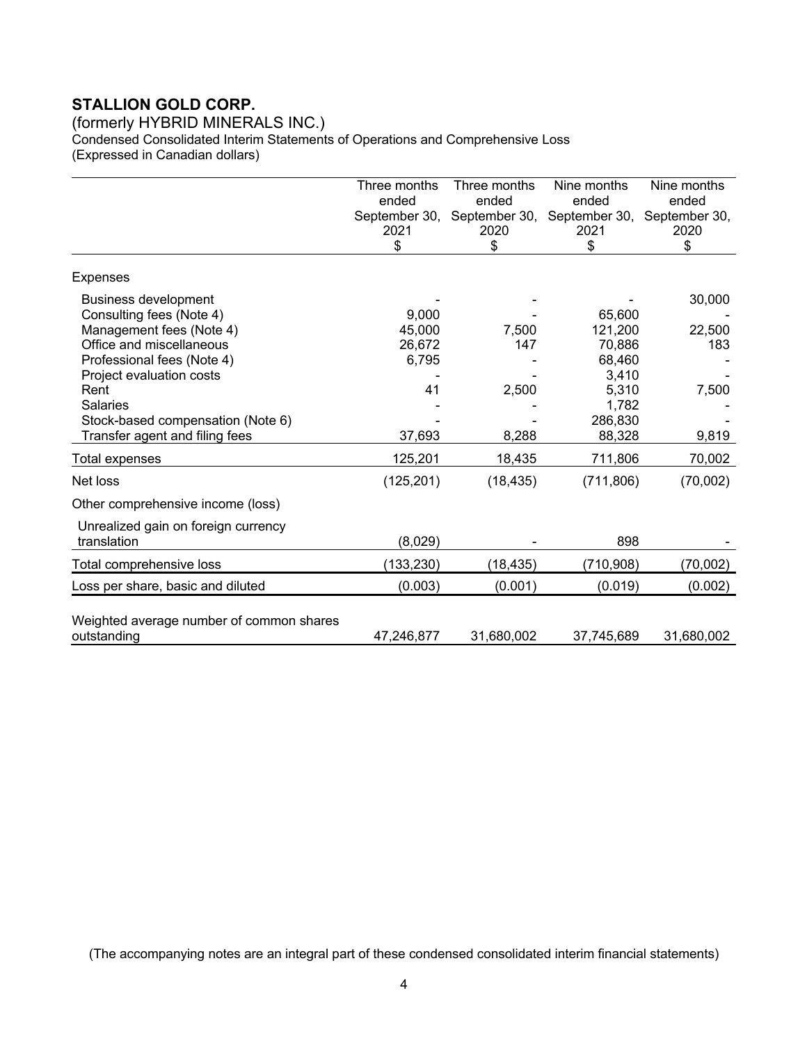# STALLION GOLD CORP.

(formerly HYBRID MINERALS INC.)
Condensed Consolidated Interim Statements of Operations and Comprehensive Loss
(Expressed in Canadian dollars)

| | Three months ended September 30, 2021 $ | Three months ended September 30, 2020 $ | Nine months ended September 30, 2021 $ | Nine months ended September 30, 2020 $ |
|---|---|---|---|---|
| Expenses | | | | |
| Business development | - | - | - | 30,000 |
| Consulting fees (Note 4) | 9,000 | - | 65,600 | - |
| Management fees (Note 4) | 45,000 | 7,500 | 121,200 | 22,500 |
| Office and miscellaneous | 26,672 | 147 | 70,886 | 183 |
| Professional fees (Note 4) | 6,795 | - | 68,460 | - |
| Project evaluation costs | - | - | 3,410 | - |
| Rent | 41 | 2,500 | 5,310 | 7,500 |
| Salaries | - | - | 1,782 | - |
| Stock-based compensation (Note 6) | - | - | 286,830 | - |
| Transfer agent and filing fees | 37,693 | 8,288 | 88,328 | 9,819 |
| Total expenses | 125,201 | 18,435 | 711,806 | 70,002 |
| Net loss | (125,201) | (18,435) | (711,806) | (70,002) |
| Other comprehensive income (loss) | | | | |
| Unrealized gain on foreign currency translation | (8,029) | - | 898 | - |
| Total comprehensive loss | (133,230) | (18,435) | (710,908) | (70,002) |
| Loss per share, basic and diluted | (0.003) | (0.001) | (0.019) | (0.002) |
| Weighted average number of common shares outstanding | 47,246,877 | 31,680,002 | 37,745,689 | 31,680,002 |

(The accompanying notes are an integral part of these condensed consolidated interim financial statements)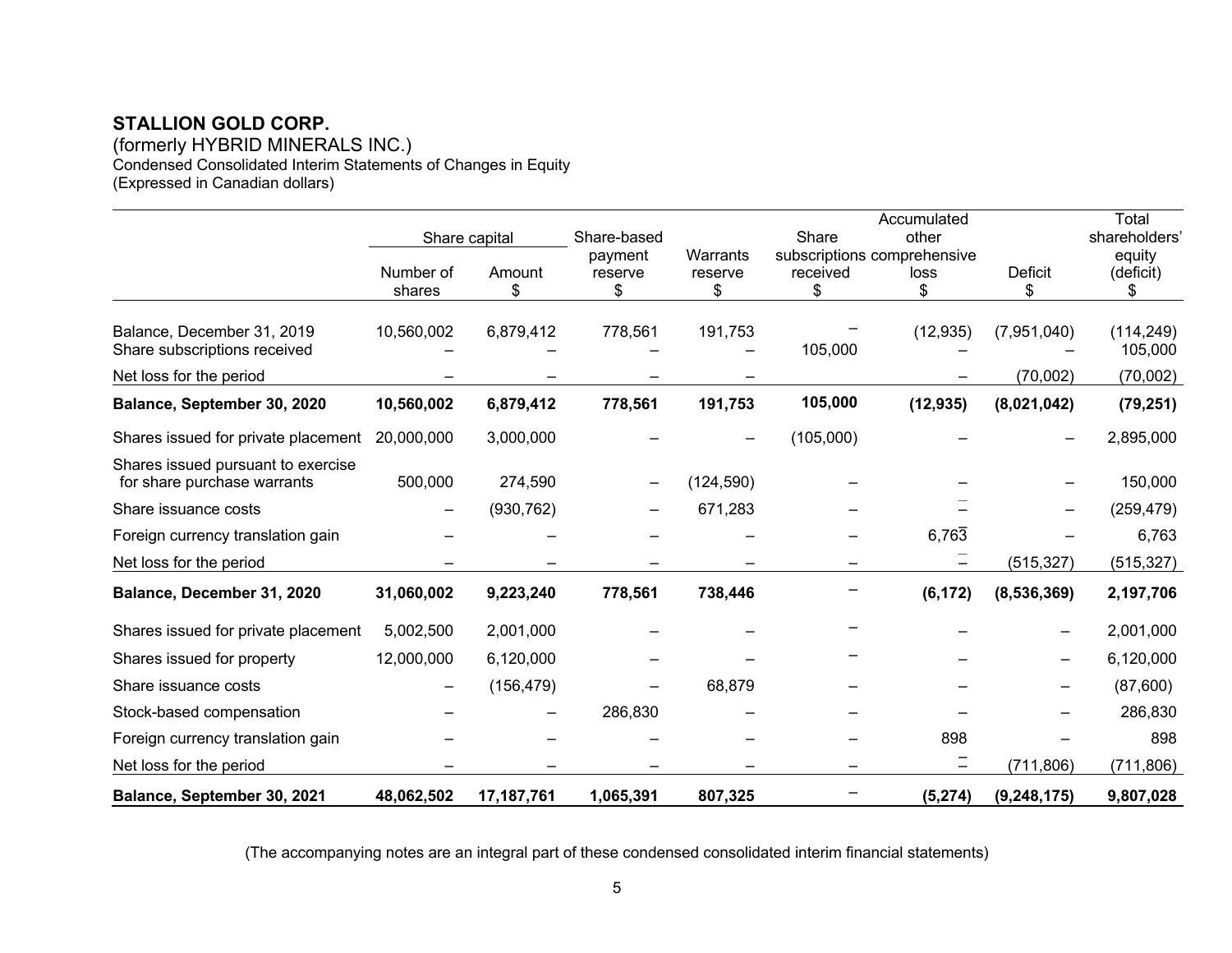**STALLION GOLD CORP.**

(formerly HYBRID MINERALS INC.)

Condensed Consolidated Interim Statements of Changes in Equity

(Expressed in Canadian dollars)

| | Share capital | | Share-based payment reserve | Warrants reserve | Share subscriptions received | Accumulated other comprehensive loss | Deficit | Total shareholders' equity (deficit) |
|---|---|---|---|---|---|---|---|---|
| | Number of shares | Amount $ | $ | $ | $ | $ | $ | $ |
| Balance, December 31, 2019 | 10,560,002 | 6,879,412 | 778,561 | 191,753 | – | (12,935) | (7,951,040) | (114,249) |
| Share subscriptions received | – | – | – | – | 105,000 | – | – | 105,000 |
| Net loss for the period | – | – | – | – | | – | (70,002) | (70,002) |
| **Balance, September 30, 2020** | **10,560,002** | **6,879,412** | **778,561** | **191,753** | **105,000** | **(12,935)** | **(8,021,042)** | **(79,251)** |
| Shares issued for private placement | 20,000,000 | 3,000,000 | – | – | (105,000) | – | – | 2,895,000 |
| Shares issued pursuant to exercise for share purchase warrants | 500,000 | 274,590 | – | (124,590) | – | – | – | 150,000 |
| Share issuance costs | – | (930,762) | – | 671,283 | – | – | – | (259,479) |
| Foreign currency translation gain | – | – | – | – | – | 6,763 | – | 6,763 |
| Net loss for the period | – | – | – | – | – | – | (515,327) | (515,327) |
| **Balance, December 31, 2020** | **31,060,002** | **9,223,240** | **778,561** | **738,446** | – | **(6,172)** | **(8,536,369)** | **2,197,706** |
| Shares issued for private placement | 5,002,500 | 2,001,000 | – | – | – | – | – | 2,001,000 |
| Shares issued for property | 12,000,000 | 6,120,000 | – | – | – | – | – | 6,120,000 |
| Share issuance costs | – | (156,479) | – | 68,879 | – | – | – | (87,600) |
| Stock-based compensation | – | – | 286,830 | – | – | – | – | 286,830 |
| Foreign currency translation gain | – | – | – | – | – | 898 | – | 898 |
| Net loss for the period | – | – | – | – | – | – | (711,806) | (711,806) |
| **Balance, September 30, 2021** | **48,062,502** | **17,187,761** | **1,065,391** | **807,325** | – | **(5,274)** | **(9,248,175)** | **9,807,028** |

(The accompanying notes are an integral part of these condensed consolidated interim financial statements)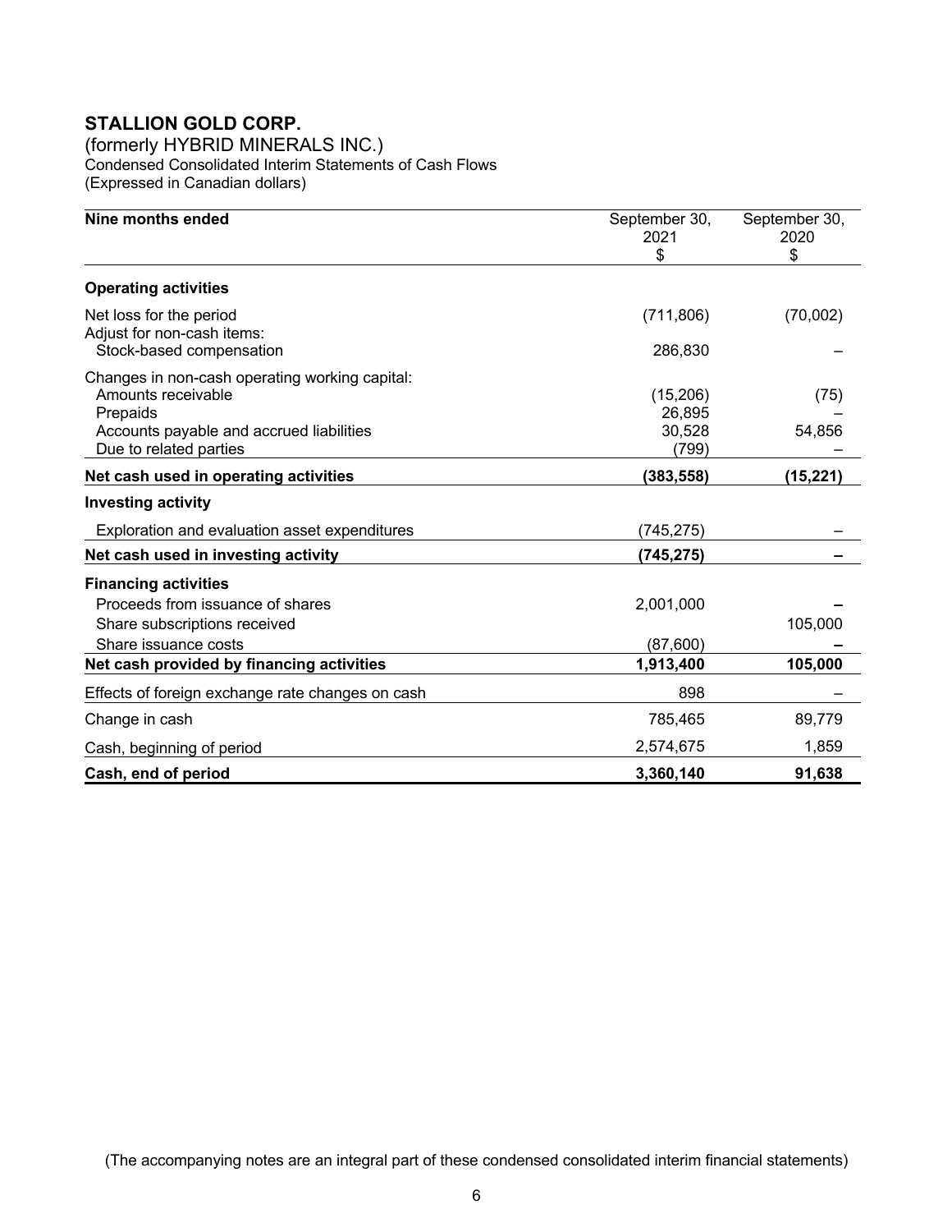# STALLION GOLD CORP.

(formerly HYBRID MINERALS INC.)
Condensed Consolidated Interim Statements of Cash Flows
(Expressed in Canadian dollars)

| Nine months ended | September 30, 2021 $ | September 30, 2020 $ |
|---|---|---|
| **Operating activities** | | |
| Net loss for the period | (711,806) | (70,002) |
| Adjust for non-cash items: | | |
| Stock-based compensation | 286,830 | – |
| Changes in non-cash operating working capital: | | |
| Amounts receivable | (15,206) | (75) |
| Prepaids | 26,895 | – |
| Accounts payable and accrued liabilities | 30,528 | 54,856 |
| Due to related parties | (799) | – |
| **Net cash used in operating activities** | **(383,558)** | **(15,221)** |
| **Investing activity** | | |
| Exploration and evaluation asset expenditures | (745,275) | – |
| **Net cash used in investing activity** | **(745,275)** | **–** |
| **Financing activities** | | |
| Proceeds from issuance of shares | 2,001,000 | **–** |
| Share subscriptions received | | 105,000 |
| Share issuance costs | (87,600) | **–** |
| **Net cash provided by financing activities** | **1,913,400** | **105,000** |
| Effects of foreign exchange rate changes on cash | 898 | – |
| Change in cash | 785,465 | 89,779 |
| Cash, beginning of period | 2,574,675 | 1,859 |
| **Cash, end of period** | **3,360,140** | **91,638** |

(The accompanying notes are an integral part of these condensed consolidated interim financial statements)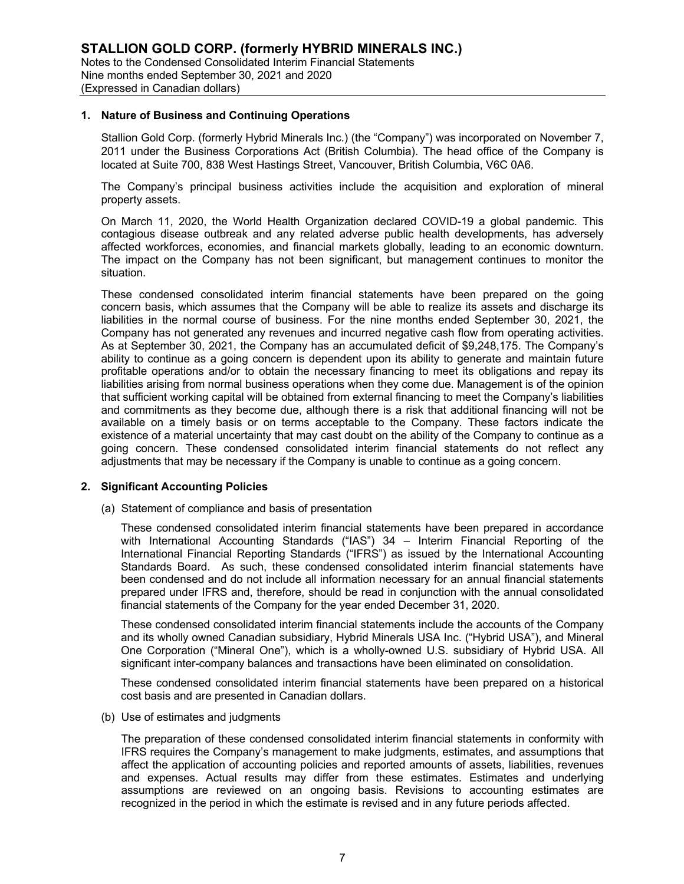## 1. Nature of Business and Continuing Operations

Stallion Gold Corp. (formerly Hybrid Minerals Inc.) (the "Company") was incorporated on November 7, 2011 under the Business Corporations Act (British Columbia). The head office of the Company is located at Suite 700, 838 West Hastings Street, Vancouver, British Columbia, V6C 0A6.

The Company's principal business activities include the acquisition and exploration of mineral property assets.

On March 11, 2020, the World Health Organization declared COVID-19 a global pandemic. This contagious disease outbreak and any related adverse public health developments, has adversely affected workforces, economies, and financial markets globally, leading to an economic downturn. The impact on the Company has not been significant, but management continues to monitor the situation.

These condensed consolidated interim financial statements have been prepared on the going concern basis, which assumes that the Company will be able to realize its assets and discharge its liabilities in the normal course of business. For the nine months ended September 30, 2021, the Company has not generated any revenues and incurred negative cash flow from operating activities. As at September 30, 2021, the Company has an accumulated deficit of $9,248,175. The Company's ability to continue as a going concern is dependent upon its ability to generate and maintain future profitable operations and/or to obtain the necessary financing to meet its obligations and repay its liabilities arising from normal business operations when they come due. Management is of the opinion that sufficient working capital will be obtained from external financing to meet the Company's liabilities and commitments as they become due, although there is a risk that additional financing will not be available on a timely basis or on terms acceptable to the Company. These factors indicate the existence of a material uncertainty that may cast doubt on the ability of the Company to continue as a going concern. These condensed consolidated interim financial statements do not reflect any adjustments that may be necessary if the Company is unable to continue as a going concern.

## 2. Significant Accounting Policies

(a) Statement of compliance and basis of presentation

These condensed consolidated interim financial statements have been prepared in accordance with International Accounting Standards ("IAS") 34 – Interim Financial Reporting of the International Financial Reporting Standards ("IFRS") as issued by the International Accounting Standards Board. As such, these condensed consolidated interim financial statements have been condensed and do not include all information necessary for an annual financial statements prepared under IFRS and, therefore, should be read in conjunction with the annual consolidated financial statements of the Company for the year ended December 31, 2020.

These condensed consolidated interim financial statements include the accounts of the Company and its wholly owned Canadian subsidiary, Hybrid Minerals USA Inc. ("Hybrid USA"), and Mineral One Corporation ("Mineral One"), which is a wholly-owned U.S. subsidiary of Hybrid USA. All significant inter-company balances and transactions have been eliminated on consolidation.

These condensed consolidated interim financial statements have been prepared on a historical cost basis and are presented in Canadian dollars.

(b) Use of estimates and judgments

The preparation of these condensed consolidated interim financial statements in conformity with IFRS requires the Company's management to make judgments, estimates, and assumptions that affect the application of accounting policies and reported amounts of assets, liabilities, revenues and expenses. Actual results may differ from these estimates. Estimates and underlying assumptions are reviewed on an ongoing basis. Revisions to accounting estimates are recognized in the period in which the estimate is revised and in any future periods affected.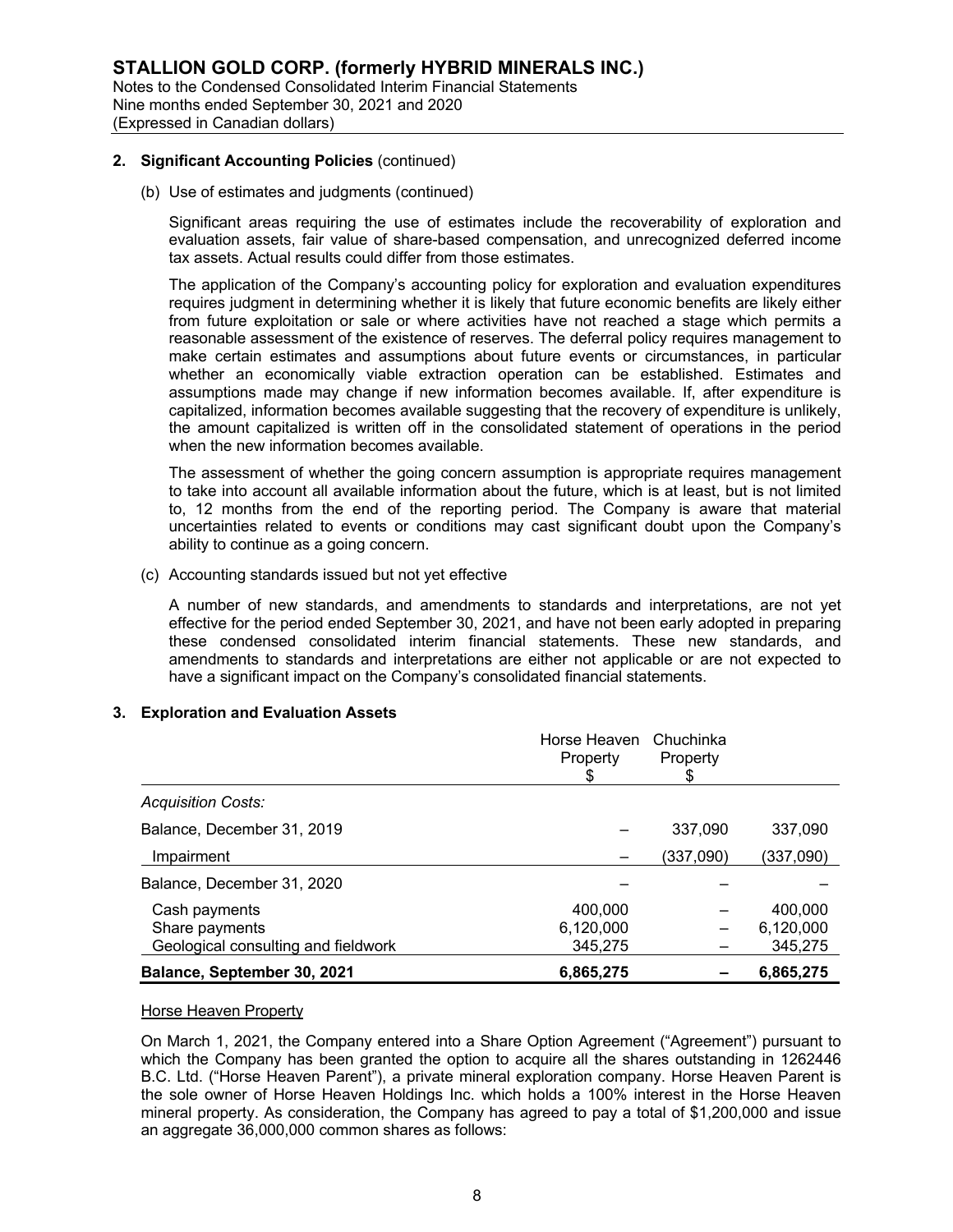## 2. Significant Accounting Policies (continued)

(b) Use of estimates and judgments (continued)

Significant areas requiring the use of estimates include the recoverability of exploration and evaluation assets, fair value of share-based compensation, and unrecognized deferred income tax assets. Actual results could differ from those estimates.

The application of the Company's accounting policy for exploration and evaluation expenditures requires judgment in determining whether it is likely that future economic benefits are likely either from future exploitation or sale or where activities have not reached a stage which permits a reasonable assessment of the existence of reserves. The deferral policy requires management to make certain estimates and assumptions about future events or circumstances, in particular whether an economically viable extraction operation can be established. Estimates and assumptions made may change if new information becomes available. If, after expenditure is capitalized, information becomes available suggesting that the recovery of expenditure is unlikely, the amount capitalized is written off in the consolidated statement of operations in the period when the new information becomes available.

The assessment of whether the going concern assumption is appropriate requires management to take into account all available information about the future, which is at least, but is not limited to, 12 months from the end of the reporting period. The Company is aware that material uncertainties related to events or conditions may cast significant doubt upon the Company's ability to continue as a going concern.

(c) Accounting standards issued but not yet effective

A number of new standards, and amendments to standards and interpretations, are not yet effective for the period ended September 30, 2021, and have not been early adopted in preparing these condensed consolidated interim financial statements. These new standards, and amendments to standards and interpretations are either not applicable or are not expected to have a significant impact on the Company's consolidated financial statements.

## 3. Exploration and Evaluation Assets

| | Horse Heaven Property $ | Chuchinka Property $ | |
|---|---|---|---|
| *Acquisition Costs:* | | | |
| Balance, December 31, 2019 | – | 337,090 | 337,090 |
| Impairment | – | (337,090) | (337,090) |
| Balance, December 31, 2020 | – | – | – |
| Cash payments | 400,000 | – | 400,000 |
| Share payments | 6,120,000 | – | 6,120,000 |
| Geological consulting and fieldwork | 345,275 | – | 345,275 |
| **Balance, September 30, 2021** | **6,865,275** | **–** | **6,865,275** |

Horse Heaven Property

On March 1, 2021, the Company entered into a Share Option Agreement ("Agreement") pursuant to which the Company has been granted the option to acquire all the shares outstanding in 1262446 B.C. Ltd. ("Horse Heaven Parent"), a private mineral exploration company. Horse Heaven Parent is the sole owner of Horse Heaven Holdings Inc. which holds a 100% interest in the Horse Heaven mineral property. As consideration, the Company has agreed to pay a total of $1,200,000 and issue an aggregate 36,000,000 common shares as follows: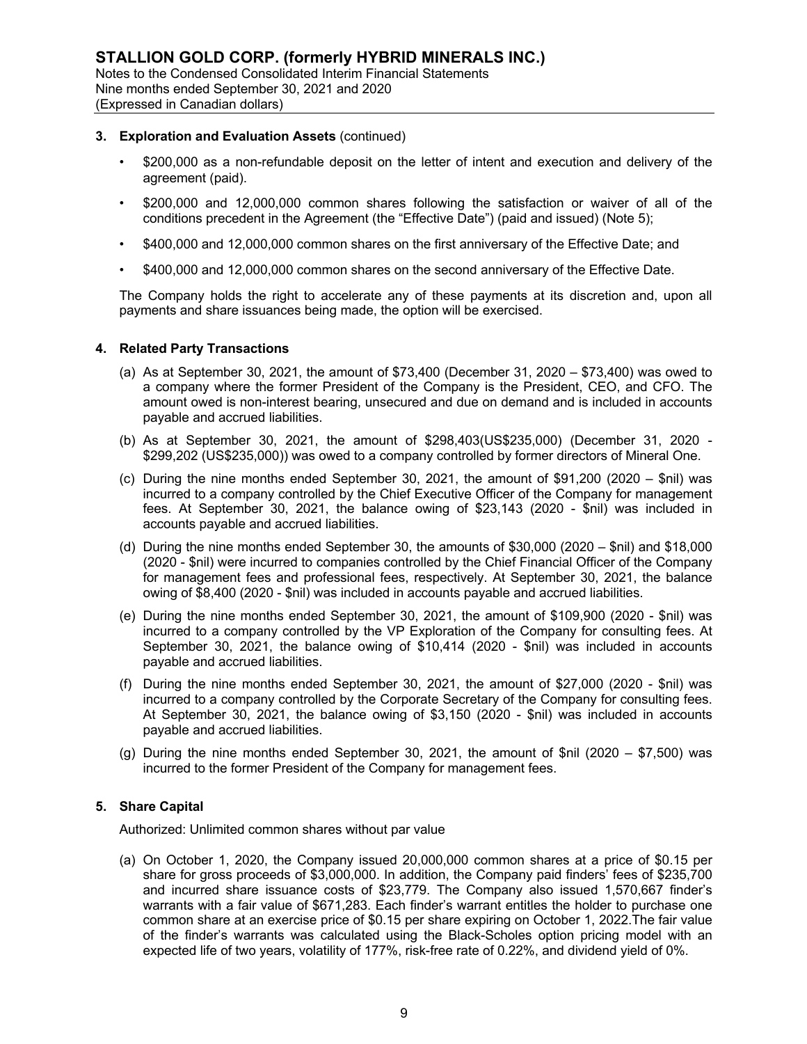### 3. Exploration and Evaluation Assets (continued)

- $200,000 as a non-refundable deposit on the letter of intent and execution and delivery of the agreement (paid).
- $200,000 and 12,000,000 common shares following the satisfaction or waiver of all of the conditions precedent in the Agreement (the "Effective Date") (paid and issued) (Note 5);
- $400,000 and 12,000,000 common shares on the first anniversary of the Effective Date; and
- $400,000 and 12,000,000 common shares on the second anniversary of the Effective Date.

The Company holds the right to accelerate any of these payments at its discretion and, upon all payments and share issuances being made, the option will be exercised.

### 4. Related Party Transactions

(a) As at September 30, 2021, the amount of $73,400 (December 31, 2020 – $73,400) was owed to a company where the former President of the Company is the President, CEO, and CFO. The amount owed is non-interest bearing, unsecured and due on demand and is included in accounts payable and accrued liabilities.

(b) As at September 30, 2021, the amount of $298,403(US$235,000) (December 31, 2020 - $299,202 (US$235,000)) was owed to a company controlled by former directors of Mineral One.

(c) During the nine months ended September 30, 2021, the amount of $91,200 (2020 – $nil) was incurred to a company controlled by the Chief Executive Officer of the Company for management fees. At September 30, 2021, the balance owing of $23,143 (2020 - $nil) was included in accounts payable and accrued liabilities.

(d) During the nine months ended September 30, the amounts of $30,000 (2020 – $nil) and $18,000 (2020 - $nil) were incurred to companies controlled by the Chief Financial Officer of the Company for management fees and professional fees, respectively. At September 30, 2021, the balance owing of $8,400 (2020 - $nil) was included in accounts payable and accrued liabilities.

(e) During the nine months ended September 30, 2021, the amount of $109,900 (2020 - $nil) was incurred to a company controlled by the VP Exploration of the Company for consulting fees. At September 30, 2021, the balance owing of $10,414 (2020 - $nil) was included in accounts payable and accrued liabilities.

(f) During the nine months ended September 30, 2021, the amount of $27,000 (2020 - $nil) was incurred to a company controlled by the Corporate Secretary of the Company for consulting fees. At September 30, 2021, the balance owing of $3,150 (2020 - $nil) was included in accounts payable and accrued liabilities.

(g) During the nine months ended September 30, 2021, the amount of $nil (2020 – $7,500) was incurred to the former President of the Company for management fees.

### 5. Share Capital

Authorized: Unlimited common shares without par value

(a) On October 1, 2020, the Company issued 20,000,000 common shares at a price of $0.15 per share for gross proceeds of $3,000,000. In addition, the Company paid finders' fees of $235,700 and incurred share issuance costs of $23,779. The Company also issued 1,570,667 finder's warrants with a fair value of $671,283. Each finder's warrant entitles the holder to purchase one common share at an exercise price of $0.15 per share expiring on October 1, 2022.The fair value of the finder's warrants was calculated using the Black-Scholes option pricing model with an expected life of two years, volatility of 177%, risk-free rate of 0.22%, and dividend yield of 0%.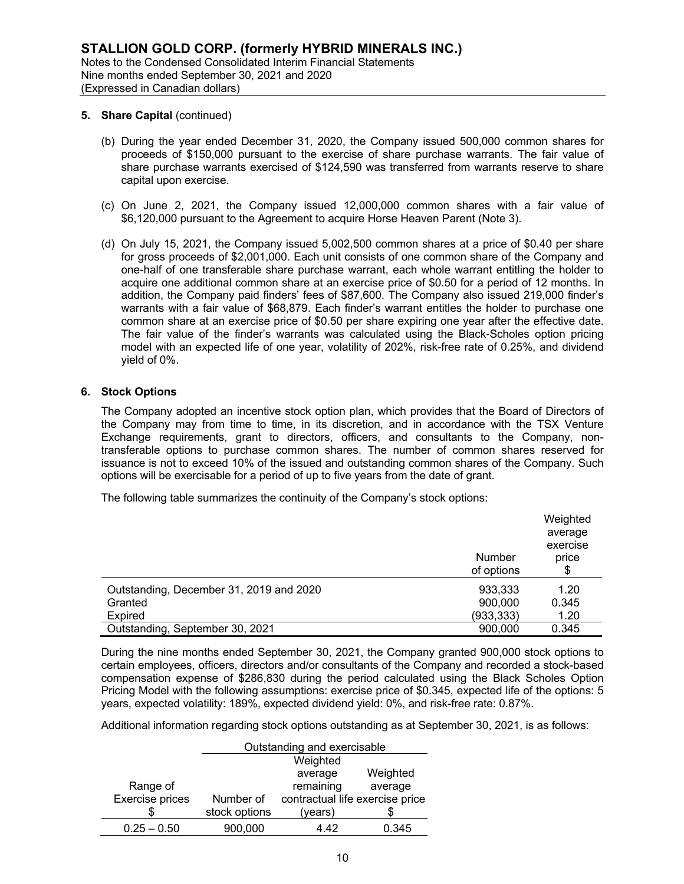### 5. Share Capital (continued)

(b) During the year ended December 31, 2020, the Company issued 500,000 common shares for proceeds of $150,000 pursuant to the exercise of share purchase warrants. The fair value of share purchase warrants exercised of $124,590 was transferred from warrants reserve to share capital upon exercise.

(c) On June 2, 2021, the Company issued 12,000,000 common shares with a fair value of $6,120,000 pursuant to the Agreement to acquire Horse Heaven Parent (Note 3).

(d) On July 15, 2021, the Company issued 5,002,500 common shares at a price of $0.40 per share for gross proceeds of $2,001,000. Each unit consists of one common share of the Company and one-half of one transferable share purchase warrant, each whole warrant entitling the holder to acquire one additional common share at an exercise price of $0.50 for a period of 12 months. In addition, the Company paid finders' fees of $87,600. The Company also issued 219,000 finder's warrants with a fair value of $68,879. Each finder's warrant entitles the holder to purchase one common share at an exercise price of $0.50 per share expiring one year after the effective date. The fair value of the finder's warrants was calculated using the Black-Scholes option pricing model with an expected life of one year, volatility of 202%, risk-free rate of 0.25%, and dividend yield of 0%.

### 6. Stock Options

The Company adopted an incentive stock option plan, which provides that the Board of Directors of the Company may from time to time, in its discretion, and in accordance with the TSX Venture Exchange requirements, grant to directors, officers, and consultants to the Company, non-transferable options to purchase common shares. The number of common shares reserved for issuance is not to exceed 10% of the issued and outstanding common shares of the Company. Such options will be exercisable for a period of up to five years from the date of grant.

The following table summarizes the continuity of the Company's stock options:

| | Number of options | Weighted average exercise price $ |
|---|---|---|
| Outstanding, December 31, 2019 and 2020 | 933,333 | 1.20 |
| Granted | 900,000 | 0.345 |
| Expired | (933,333) | 1.20 |
| Outstanding, September 30, 2021 | 900,000 | 0.345 |

During the nine months ended September 30, 2021, the Company granted 900,000 stock options to certain employees, officers, directors and/or consultants of the Company and recorded a stock-based compensation expense of $286,830 during the period calculated using the Black Scholes Option Pricing Model with the following assumptions: exercise price of $0.345, expected life of the options: 5 years, expected volatility: 189%, expected dividend yield: 0%, and risk-free rate: 0.87%.

Additional information regarding stock options outstanding as at September 30, 2021, is as follows:

| | Outstanding and exercisable | | |
|---|---|---|---|
| Range of Exercise prices $ | Number of stock options | Weighted average remaining contractual life (years) | Weighted average exercise price $ |
| 0.25 – 0.50 | 900,000 | 4.42 | 0.345 |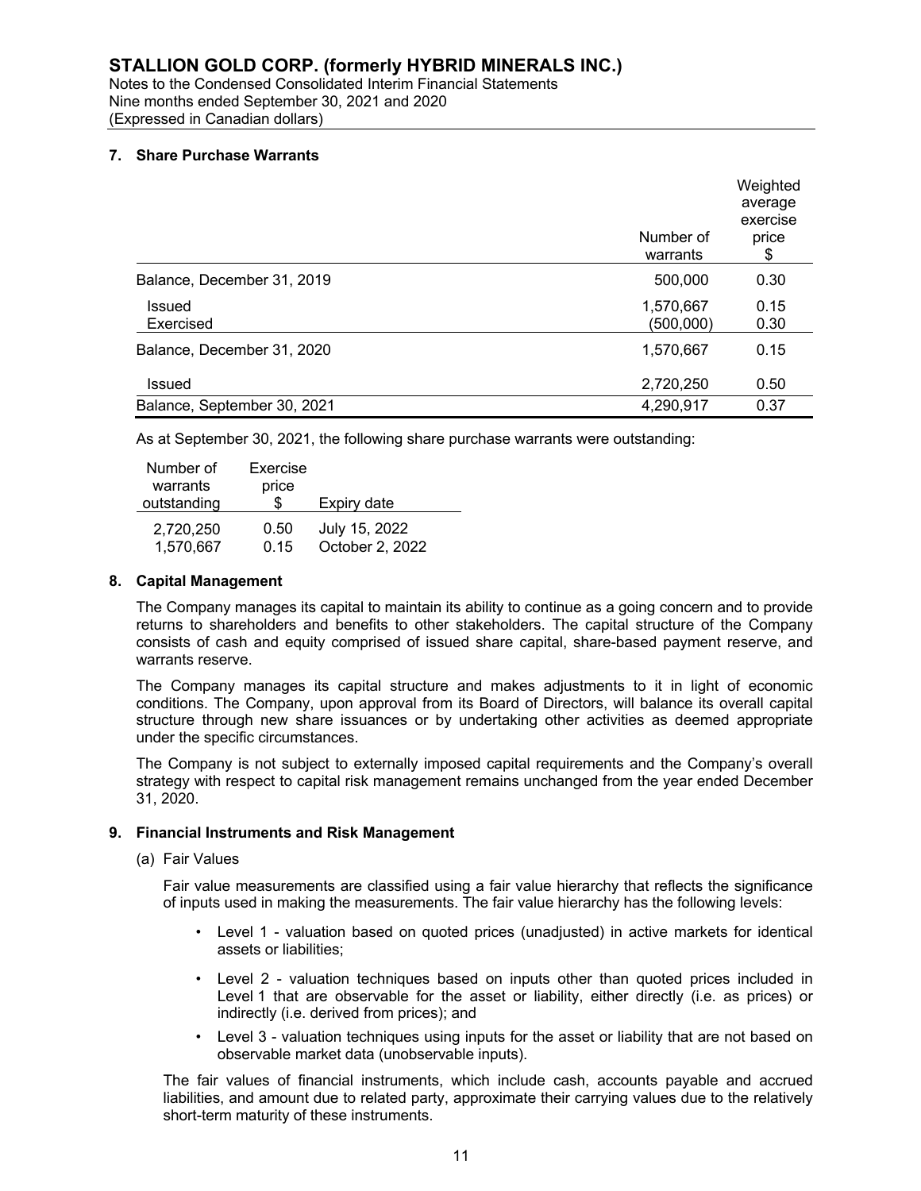## 7. Share Purchase Warrants

| | Number of warrants | Weighted average exercise price $ |
|---|---|---|
| Balance, December 31, 2019 | 500,000 | 0.30 |
| Issued | 1,570,667 | 0.15 |
| Exercised | (500,000) | 0.30 |
| Balance, December 31, 2020 | 1,570,667 | 0.15 |
| Issued | 2,720,250 | 0.50 |
| Balance, September 30, 2021 | 4,290,917 | 0.37 |

As at September 30, 2021, the following share purchase warrants were outstanding:

| Number of warrants outstanding | Exercise price $ | Expiry date |
|---|---|---|
| 2,720,250 | 0.50 | July 15, 2022 |
| 1,570,667 | 0.15 | October 2, 2022 |

## 8. Capital Management

The Company manages its capital to maintain its ability to continue as a going concern and to provide returns to shareholders and benefits to other stakeholders. The capital structure of the Company consists of cash and equity comprised of issued share capital, share-based payment reserve, and warrants reserve.

The Company manages its capital structure and makes adjustments to it in light of economic conditions. The Company, upon approval from its Board of Directors, will balance its overall capital structure through new share issuances or by undertaking other activities as deemed appropriate under the specific circumstances.

The Company is not subject to externally imposed capital requirements and the Company's overall strategy with respect to capital risk management remains unchanged from the year ended December 31, 2020.

## 9. Financial Instruments and Risk Management

(a) Fair Values

Fair value measurements are classified using a fair value hierarchy that reflects the significance of inputs used in making the measurements. The fair value hierarchy has the following levels:

- Level 1 - valuation based on quoted prices (unadjusted) in active markets for identical assets or liabilities;
- Level 2 - valuation techniques based on inputs other than quoted prices included in Level 1 that are observable for the asset or liability, either directly (i.e. as prices) or indirectly (i.e. derived from prices); and
- Level 3 - valuation techniques using inputs for the asset or liability that are not based on observable market data (unobservable inputs).

The fair values of financial instruments, which include cash, accounts payable and accrued liabilities, and amount due to related party, approximate their carrying values due to the relatively short-term maturity of these instruments.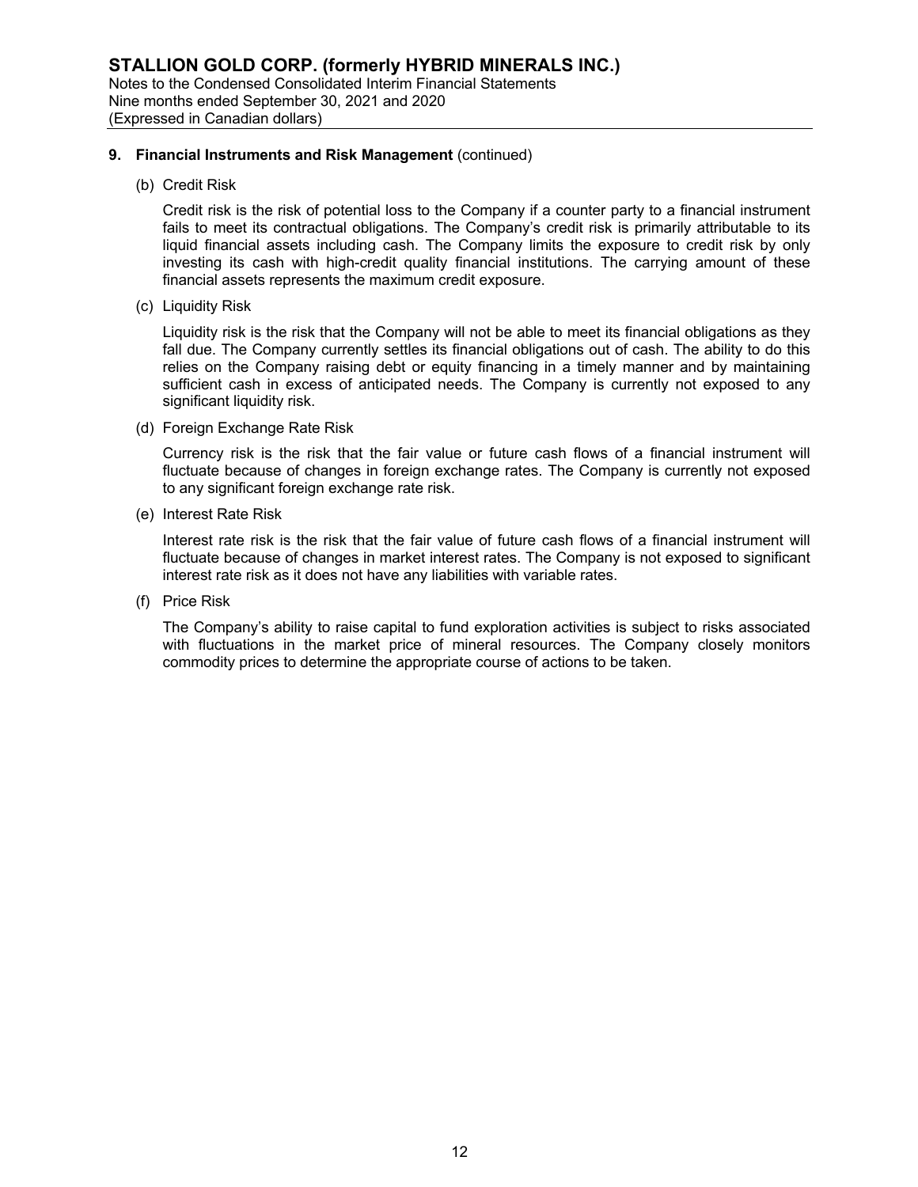## 9. Financial Instruments and Risk Management (continued)

(b) Credit Risk

Credit risk is the risk of potential loss to the Company if a counter party to a financial instrument fails to meet its contractual obligations. The Company's credit risk is primarily attributable to its liquid financial assets including cash. The Company limits the exposure to credit risk by only investing its cash with high-credit quality financial institutions. The carrying amount of these financial assets represents the maximum credit exposure.

(c) Liquidity Risk

Liquidity risk is the risk that the Company will not be able to meet its financial obligations as they fall due. The Company currently settles its financial obligations out of cash. The ability to do this relies on the Company raising debt or equity financing in a timely manner and by maintaining sufficient cash in excess of anticipated needs. The Company is currently not exposed to any significant liquidity risk.

(d) Foreign Exchange Rate Risk

Currency risk is the risk that the fair value or future cash flows of a financial instrument will fluctuate because of changes in foreign exchange rates. The Company is currently not exposed to any significant foreign exchange rate risk.

(e) Interest Rate Risk

Interest rate risk is the risk that the fair value of future cash flows of a financial instrument will fluctuate because of changes in market interest rates. The Company is not exposed to significant interest rate risk as it does not have any liabilities with variable rates.

(f) Price Risk

The Company's ability to raise capital to fund exploration activities is subject to risks associated with fluctuations in the market price of mineral resources. The Company closely monitors commodity prices to determine the appropriate course of actions to be taken.